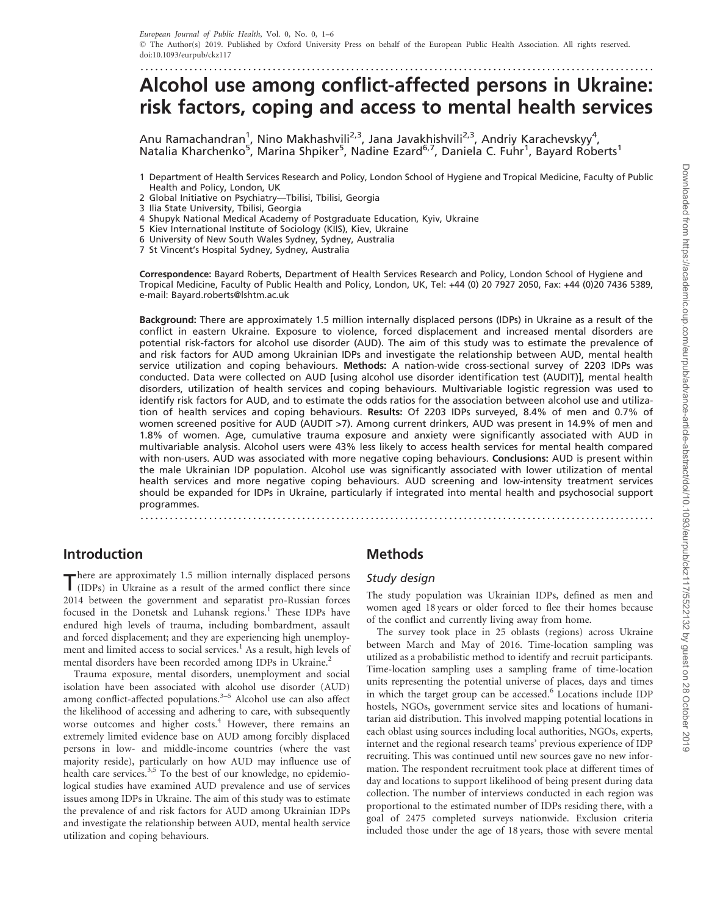# Alcohol use among conflict-affected persons in Ukraine: risk factors, coping and access to mental health services

Anu Ramachandran[1], Nino Makhashvili[2,3], Jana Javakhishvili[2,3], Andriy Karachevskyy[4], Natalia Kharchenko[5], Marina Shpiker[5], Nadine Ezard[6,7], Daniela C. Fuhr[1], Bayard Roberts[1]

1 Department of Health Services Research and Policy, London School of Hygiene and Tropical Medicine, Faculty of Public Health and Policy, London, UK
2 Global Initiative on Psychiatry—Tbilisi, Tbilisi, Georgia
3 Ilia State University, Tbilisi, Georgia
4 Shupyk National Medical Academy of Postgraduate Education, Kyiv, Ukraine
5 Kiev International Institute of Sociology (KIIS), Kiev, Ukraine
6 University of New South Wales Sydney, Sydney, Australia
7 St Vincent's Hospital Sydney, Sydney, Australia

**Correspondence:** Bayard Roberts, Department of Health Services Research and Policy, London School of Hygiene and Tropical Medicine, Faculty of Public Health and Policy, London, UK, Tel: +44 (0) 20 7927 2050, Fax: +44 (0)20 7436 5389, e-mail: Bayard.roberts@lshtm.ac.uk

**Background:** There are approximately 1.5 million internally displaced persons (IDPs) in Ukraine as a result of the conflict in eastern Ukraine. Exposure to violence, forced displacement and increased mental disorders are potential risk-factors for alcohol use disorder (AUD). The aim of this study was to estimate the prevalence of and risk factors for AUD among Ukrainian IDPs and investigate the relationship between AUD, mental health service utilization and coping behaviours. **Methods:** A nation-wide cross-sectional survey of 2203 IDPs was conducted. Data were collected on AUD [using alcohol use disorder identification test (AUDIT)], mental health disorders, utilization of health services and coping behaviours. Multivariable logistic regression was used to identify risk factors for AUD, and to estimate the odds ratios for the association between alcohol use and utilization of health services and coping behaviours. **Results:** Of 2203 IDPs surveyed, 8.4% of men and 0.7% of women screened positive for AUD (AUDIT >7). Among current drinkers, AUD was present in 14.9% of men and 1.8% of women. Age, cumulative trauma exposure and anxiety were significantly associated with AUD in multivariable analysis. Alcohol users were 43% less likely to access health services for mental health compared with non-users. AUD was associated with more negative coping behaviours. **Conclusions:** AUD is present within the male Ukrainian IDP population. Alcohol use was significantly associated with lower utilization of mental health services and more negative coping behaviours. AUD screening and low-intensity treatment services should be expanded for IDPs in Ukraine, particularly if integrated into mental health and psychosocial support programmes.

## Introduction

There are approximately 1.5 million internally displaced persons (IDPs) in Ukraine as a result of the armed conflict there since 2014 between the government and separatist pro-Russian forces focused in the Donetsk and Luhansk regions.[1] These IDPs have endured high levels of trauma, including bombardment, assault and forced displacement; and they are experiencing high unemployment and limited access to social services.[1] As a result, high levels of mental disorders have been recorded among IDPs in Ukraine.[2]

Trauma exposure, mental disorders, unemployment and social isolation have been associated with alcohol use disorder (AUD) among conflict-affected populations.[3–5] Alcohol use can also affect the likelihood of accessing and adhering to care, with subsequently worse outcomes and higher costs.[4] However, there remains an extremely limited evidence base on AUD among forcibly displaced persons in low- and middle-income countries (where the vast majority reside), particularly on how AUD may influence use of health care services.[3,5] To the best of our knowledge, no epidemiological studies have examined AUD prevalence and use of services issues among IDPs in Ukraine. The aim of this study was to estimate the prevalence of and risk factors for AUD among Ukrainian IDPs and investigate the relationship between AUD, mental health service utilization and coping behaviours.

## Methods

### Study design

The study population was Ukrainian IDPs, defined as men and women aged 18 years or older forced to flee their homes because of the conflict and currently living away from home.

The survey took place in 25 oblasts (regions) across Ukraine between March and May of 2016. Time-location sampling was utilized as a probabilistic method to identify and recruit participants. Time-location sampling uses a sampling frame of time-location units representing the potential universe of places, days and times in which the target group can be accessed.[6] Locations include IDP hostels, NGOs, government service sites and locations of humanitarian aid distribution. This involved mapping potential locations in each oblast using sources including local authorities, NGOs, experts, internet and the regional research teams' previous experience of IDP recruiting. This was continued until new sources gave no new information. The respondent recruitment took place at different times of day and locations to support likelihood of being present during data collection. The number of interviews conducted in each region was proportional to the estimated number of IDPs residing there, with a goal of 2475 completed surveys nationwide. Exclusion criteria included those under the age of 18 years, those with severe mental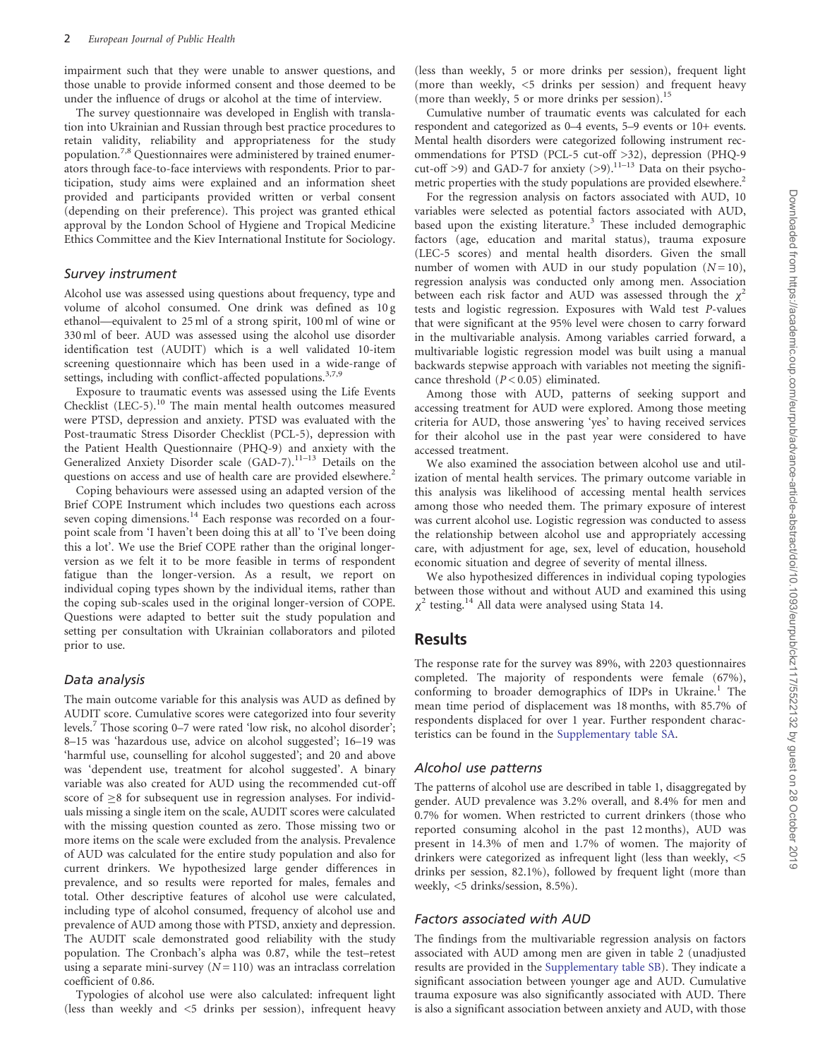impairment such that they were unable to answer questions, and those unable to provide informed consent and those deemed to be under the influence of drugs or alcohol at the time of interview.

The survey questionnaire was developed in English with translation into Ukrainian and Russian through best practice procedures to retain validity, reliability and appropriateness for the study population.[7,8] Questionnaires were administered by trained enumerators through face-to-face interviews with respondents. Prior to participation, study aims were explained and an information sheet provided and participants provided written or verbal consent (depending on their preference). This project was granted ethical approval by the London School of Hygiene and Tropical Medicine Ethics Committee and the Kiev International Institute for Sociology.

### Survey instrument

Alcohol use was assessed using questions about frequency, type and volume of alcohol consumed. One drink was defined as 10 g ethanol—equivalent to 25 ml of a strong spirit, 100 ml of wine or 330 ml of beer. AUD was assessed using the alcohol use disorder identification test (AUDIT) which is a well validated 10-item screening questionnaire which has been used in a wide-range of settings, including with conflict-affected populations.[3,7,9]

Exposure to traumatic events was assessed using the Life Events Checklist (LEC-5).[10] The main mental health outcomes measured were PTSD, depression and anxiety. PTSD was evaluated with the Post-traumatic Stress Disorder Checklist (PCL-5), depression with the Patient Health Questionnaire (PHQ-9) and anxiety with the Generalized Anxiety Disorder scale (GAD-7).[11–13] Details on the questions on access and use of health care are provided elsewhere.[2]

Coping behaviours were assessed using an adapted version of the Brief COPE Instrument which includes two questions each across seven coping dimensions.[14] Each response was recorded on a four-point scale from 'I haven't been doing this at all' to 'I've been doing this a lot'. We use the Brief COPE rather than the original longer-version as we felt it to be more feasible in terms of respondent fatigue than the longer-version. As a result, we report on individual coping types shown by the individual items, rather than the coping sub-scales used in the original longer-version of COPE. Questions were adapted to better suit the study population and setting per consultation with Ukrainian collaborators and piloted prior to use.

### Data analysis

The main outcome variable for this analysis was AUD as defined by AUDIT score. Cumulative scores were categorized into four severity levels.[7] Those scoring 0–7 were rated 'low risk, no alcohol disorder'; 8–15 was 'hazardous use, advice on alcohol suggested'; 16–19 was 'harmful use, counselling for alcohol suggested'; and 20 and above was 'dependent use, treatment for alcohol suggested'. A binary variable was also created for AUD using the recommended cut-off score of $\geq$8 for subsequent use in regression analyses. For individuals missing a single item on the scale, AUDIT scores were calculated with the missing question counted as zero. Those missing two or more items on the scale were excluded from the analysis. Prevalence of AUD was calculated for the entire study population and also for current drinkers. We hypothesized large gender differences in prevalence, and so results were reported for males, females and total. Other descriptive features of alcohol use were calculated, including type of alcohol consumed, frequency of alcohol use and prevalence of AUD among those with PTSD, anxiety and depression. The AUDIT scale demonstrated good reliability with the study population. The Cronbach's alpha was 0.87, while the test–retest using a separate mini-survey ($N$ = 110) was an intraclass correlation coefficient of 0.86.

Typologies of alcohol use were also calculated: infrequent light (less than weekly and <5 drinks per session), infrequent heavy (less than weekly, 5 or more drinks per session), frequent light (more than weekly, <5 drinks per session) and frequent heavy (more than weekly, 5 or more drinks per session).[15]

Cumulative number of traumatic events was calculated for each respondent and categorized as 0–4 events, 5–9 events or 10+ events. Mental health disorders were categorized following instrument recommendations for PTSD (PCL-5 cut-off >32), depression (PHQ-9 cut-off >9) and GAD-7 for anxiety (>9).[11–13] Data on their psychometric properties with the study populations are provided elsewhere.[2]

For the regression analysis on factors associated with AUD, 10 variables were selected as potential factors associated with AUD, based upon the existing literature.[3] These included demographic factors (age, education and marital status), trauma exposure (LEC-5 scores) and mental health disorders. Given the small number of women with AUD in our study population ($N$ = 10), regression analysis was conducted only among men. Association between each risk factor and AUD was assessed through the $\chi^2$ tests and logistic regression. Exposures with Wald test $P$-values that were significant at the 95% level were chosen to carry forward in the multivariable analysis. Among variables carried forward, a multivariable logistic regression model was built using a manual backwards stepwise approach with variables not meeting the significance threshold ($P < 0.05$) eliminated.

Among those with AUD, patterns of seeking support and accessing treatment for AUD were explored. Among those meeting criteria for AUD, those answering 'yes' to having received services for their alcohol use in the past year were considered to have accessed treatment.

We also examined the association between alcohol use and utilization of mental health services. The primary outcome variable in this analysis was likelihood of accessing mental health services among those who needed them. The primary exposure of interest was current alcohol use. Logistic regression was conducted to assess the relationship between alcohol use and appropriately accessing care, with adjustment for age, sex, level of education, household economic situation and degree of severity of mental illness.

We also hypothesized differences in individual coping typologies between those without and without AUD and examined this using $\chi^2$ testing.[14] All data were analysed using Stata 14.

## Results

The response rate for the survey was 89%, with 2203 questionnaires completed. The majority of respondents were female (67%), conforming to broader demographics of IDPs in Ukraine.[1] The mean time period of displacement was 18 months, with 85.7% of respondents displaced for over 1 year. Further respondent characteristics can be found in the Supplementary table SA.

### Alcohol use patterns

The patterns of alcohol use are described in table 1, disaggregated by gender. AUD prevalence was 3.2% overall, and 8.4% for men and 0.7% for women. When restricted to current drinkers (those who reported consuming alcohol in the past 12 months), AUD was present in 14.3% of men and 1.7% of women. The majority of drinkers were categorized as infrequent light (less than weekly, <5 drinks per session, 82.1%), followed by frequent light (more than weekly, <5 drinks/session, 8.5%).

### Factors associated with AUD

The findings from the multivariable regression analysis on factors associated with AUD among men are given in table 2 (unadjusted results are provided in the Supplementary table SB). They indicate a significant association between younger age and AUD. Cumulative trauma exposure was also significantly associated with AUD. There is also a significant association between anxiety and AUD, with those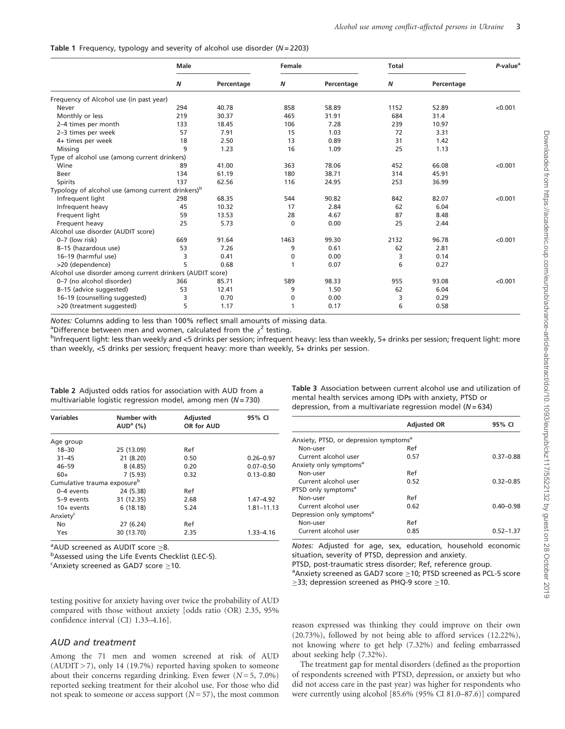**Table 1** Frequency, typology and severity of alcohol use disorder ($N = 2203$)

| | Male | | Female | | Total | | P-value[a] |
|---|---|---|---|---|---|---|---|
| | N | Percentage | N | Percentage | N | Percentage | |
| Frequency of Alcohol use (in past year) | | | | | | | |
| Never | 294 | 40.78 | 858 | 58.89 | 1152 | 52.89 | <0.001 |
| Monthly or less | 219 | 30.37 | 465 | 31.91 | 684 | 31.4 | |
| 2–4 times per month | 133 | 18.45 | 106 | 7.28 | 239 | 10.97 | |
| 2–3 times per week | 57 | 7.91 | 15 | 1.03 | 72 | 3.31 | |
| 4+ times per week | 18 | 2.50 | 13 | 0.89 | 31 | 1.42 | |
| Missing | 9 | 1.23 | 16 | 1.09 | 25 | 1.13 | |
| Type of alcohol use (among current drinkers) | | | | | | | |
| Wine | 89 | 41.00 | 363 | 78.06 | 452 | 66.08 | <0.001 |
| Beer | 134 | 61.19 | 180 | 38.71 | 314 | 45.91 | |
| Spirits | 137 | 62.56 | 116 | 24.95 | 253 | 36.99 | |
| Typology of alcohol use (among current drinkers)[b] | | | | | | | |
| Infrequent light | 298 | 68.35 | 544 | 90.82 | 842 | 82.07 | <0.001 |
| Infrequent heavy | 45 | 10.32 | 17 | 2.84 | 62 | 6.04 | |
| Frequent light | 59 | 13.53 | 28 | 4.67 | 87 | 8.48 | |
| Frequent heavy | 25 | 5.73 | 0 | 0.00 | 25 | 2.44 | |
| Alcohol use disorder (AUDIT score) | | | | | | | |
| 0–7 (low risk) | 669 | 91.64 | 1463 | 99.30 | 2132 | 96.78 | <0.001 |
| 8–15 (hazardous use) | 53 | 7.26 | 9 | 0.61 | 62 | 2.81 | |
| 16–19 (harmful use) | 3 | 0.41 | 0 | 0.00 | 3 | 0.14 | |
| >20 (dependence) | 5 | 0.68 | 1 | 0.07 | 6 | 0.27 | |
| Alcohol use disorder among current drinkers (AUDIT score) | | | | | | | |
| 0–7 (no alcohol disorder) | 366 | 85.71 | 589 | 98.33 | 955 | 93.08 | <0.001 |
| 8–15 (advice suggested) | 53 | 12.41 | 9 | 1.50 | 62 | 6.04 | |
| 16–19 (counselling suggested) | 3 | 0.70 | 0 | 0.00 | 3 | 0.29 | |
| >20 (treatment suggested) | 5 | 1.17 | 1 | 0.17 | 6 | 0.58 | |

*Notes:* Columns adding to less than 100% reflect small amounts of missing data.

[a] Difference between men and women, calculated from the $\chi^2$ testing.

[b] Infrequent light: less than weekly and <5 drinks per session; infrequent heavy: less than weekly, 5+ drinks per session; frequent light: more than weekly, <5 drinks per session; frequent heavy: more than weekly, 5+ drinks per session.

**Table 2** Adjusted odds ratios for association with AUD from a multivariable logistic regression model, among men ($N = 730$)

| Variables | Number with AUD[a] (%) | Adjusted OR for AUD | 95% CI |
|---|---|---|---|
| Age group | | | |
| 18–30 | 25 (13.09) | Ref | |
| 31–45 | 21 (8.20) | 0.50 | 0.26–0.97 |
| 46–59 | 8 (4.85) | 0.20 | 0.07–0.50 |
| 60+ | 7 (5.93) | 0.32 | 0.13–0.80 |
| Cumulative trauma exposure[b] | | | |
| 0–4 events | 24 (5.38) | Ref | |
| 5–9 events | 31 (12.35) | 2.68 | 1.47–4.92 |
| 10+ events | 6 (18.18) | 5.24 | 1.81–11.13 |
| Anxiety[c] | | | |
| No | 27 (6.24) | Ref | |
| Yes | 30 (13.70) | 2.35 | 1.33–4.16 |

[a] AUD screened as AUDIT score ≥8.

[b] Assessed using the Life Events Checklist (LEC-5).

[c] Anxiety screened as GAD7 score ≥10.

testing positive for anxiety having over twice the probability of AUD compared with those without anxiety [odds ratio (OR) 2.35, 95% confidence interval (CI) 1.33–4.16].

### AUD and treatment

Among the 71 men and women screened at risk of AUD (AUDIT > 7), only 14 (19.7%) reported having spoken to someone about their concerns regarding drinking. Even fewer ($N = 5$, 7.0%) reported seeking treatment for their alcohol use. For those who did not speak to someone or access support ($N = 57$), the most common reason expressed was thinking they could improve on their own (20.73%), followed by not being able to afford services (12.22%), not knowing where to get help (7.32%) and feeling embarrassed about seeking help (7.32%).

**Table 3** Association between current alcohol use and utilization of mental health services among IDPs with anxiety, PTSD or depression, from a multivariate regression model ($N = 634$)

| | Adjusted OR | 95% CI |
|---|---|---|
| Anxiety, PTSD, or depression symptoms[a] | | |
| Non-user | Ref | |
| Current alcohol user | 0.57 | 0.37–0.88 |
| Anxiety only symptoms[a] | | |
| Non-user | Ref | |
| Current alcohol user | 0.52 | 0.32–0.85 |
| PTSD only symptoms[a] | | |
| Non-user | Ref | |
| Current alcohol user | 0.62 | 0.40–0.98 |
| Depression only symptoms[a] | | |
| Non-user | Ref | |
| Current alcohol user | 0.85 | 0.52–1.37 |

*Notes:* Adjusted for age, sex, education, household economic situation, severity of PTSD, depression and anxiety.

PTSD, post-traumatic stress disorder; Ref, reference group.

[a] Anxiety screened as GAD7 score ≥10; PTSD screened as PCL-5 score ≥33; depression screened as PHQ-9 score ≥10.

The treatment gap for mental disorders (defined as the proportion of respondents screened with PTSD, depression, or anxiety but who did not access care in the past year) was higher for respondents who were currently using alcohol [85.6% (95% CI 81.0–87.6)] compared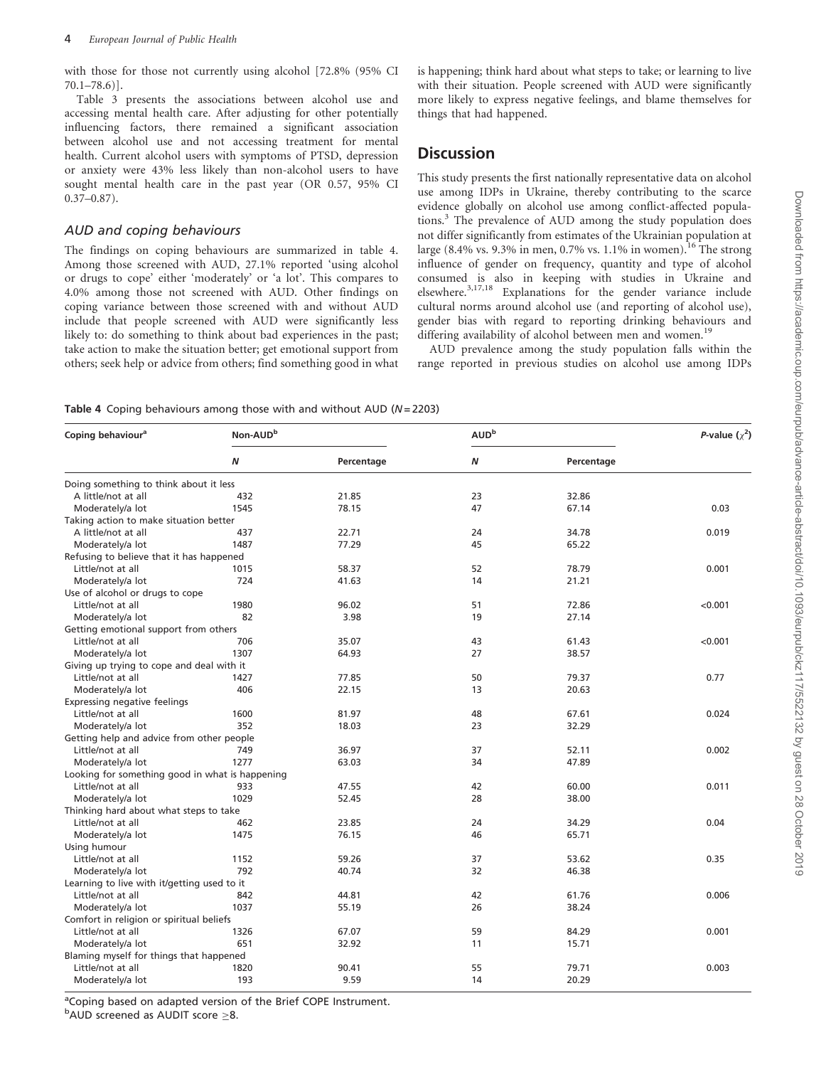with those for those not currently using alcohol [72.8% (95% CI 70.1–78.6)].

Table 3 presents the associations between alcohol use and accessing mental health care. After adjusting for other potentially influencing factors, there remained a significant association between alcohol use and not accessing treatment for mental health. Current alcohol users with symptoms of PTSD, depression or anxiety were 43% less likely than non-alcohol users to have sought mental health care in the past year (OR 0.57, 95% CI 0.37–0.87).

### AUD and coping behaviours

The findings on coping behaviours are summarized in table 4. Among those screened with AUD, 27.1% reported 'using alcohol or drugs to cope' either 'moderately' or 'a lot'. This compares to 4.0% among those not screened with AUD. Other findings on coping variance between those screened with and without AUD include that people screened with AUD were significantly less likely to: do something to think about bad experiences in the past; take action to make the situation better; get emotional support from others; seek help or advice from others; find something good in what is happening; think hard about what steps to take; or learning to live with their situation. People screened with AUD were significantly more likely to express negative feelings, and blame themselves for things that had happened.

## Discussion

This study presents the first nationally representative data on alcohol use among IDPs in Ukraine, thereby contributing to the scarce evidence globally on alcohol use among conflict-affected populations.[3] The prevalence of AUD among the study population does not differ significantly from estimates of the Ukrainian population at large (8.4% vs. 9.3% in men, 0.7% vs. 1.1% in women).[16] The strong influence of gender on frequency, quantity and type of alcohol consumed is also in keeping with studies in Ukraine and elsewhere.[3,17,18] Explanations for the gender variance include cultural norms around alcohol use (and reporting of alcohol use), gender bias with regard to reporting drinking behaviours and differing availability of alcohol between men and women.[19]

AUD prevalence among the study population falls within the range reported in previous studies on alcohol use among IDPs

**Table 4** Coping behaviours among those with and without AUD ($N = 2203$)

| Coping behaviour[a] | Non-AUD[b] | | AUD[b] | | P-value ($\chi^2$) |
|---|---|---|---|---|---|
| | N | Percentage | N | Percentage | |
| Doing something to think about it less | | | | | |
| A little/not at all | 432 | 21.85 | 23 | 32.86 | |
| Moderately/a lot | 1545 | 78.15 | 47 | 67.14 | 0.03 |
| Taking action to make situation better | | | | | |
| A little/not at all | 437 | 22.71 | 24 | 34.78 | 0.019 |
| Moderately/a lot | 1487 | 77.29 | 45 | 65.22 | |
| Refusing to believe that it has happened | | | | | |
| Little/not at all | 1015 | 58.37 | 52 | 78.79 | 0.001 |
| Moderately/a lot | 724 | 41.63 | 14 | 21.21 | |
| Use of alcohol or drugs to cope | | | | | |
| Little/not at all | 1980 | 96.02 | 51 | 72.86 | <0.001 |
| Moderately/a lot | 82 | 3.98 | 19 | 27.14 | |
| Getting emotional support from others | | | | | |
| Little/not at all | 706 | 35.07 | 43 | 61.43 | <0.001 |
| Moderately/a lot | 1307 | 64.93 | 27 | 38.57 | |
| Giving up trying to cope and deal with it | | | | | |
| Little/not at all | 1427 | 77.85 | 50 | 79.37 | 0.77 |
| Moderately/a lot | 406 | 22.15 | 13 | 20.63 | |
| Expressing negative feelings | | | | | |
| Little/not at all | 1600 | 81.97 | 48 | 67.61 | 0.024 |
| Moderately/a lot | 352 | 18.03 | 23 | 32.29 | |
| Getting help and advice from other people | | | | | |
| Little/not at all | 749 | 36.97 | 37 | 52.11 | 0.002 |
| Moderately/a lot | 1277 | 63.03 | 34 | 47.89 | |
| Looking for something good in what is happening | | | | | |
| Little/not at all | 933 | 47.55 | 42 | 60.00 | 0.011 |
| Moderately/a lot | 1029 | 52.45 | 28 | 38.00 | |
| Thinking hard about what steps to take | | | | | |
| Little/not at all | 462 | 23.85 | 24 | 34.29 | 0.04 |
| Moderately/a lot | 1475 | 76.15 | 46 | 65.71 | |
| Using humour | | | | | |
| Little/not at all | 1152 | 59.26 | 37 | 53.62 | 0.35 |
| Moderately/a lot | 792 | 40.74 | 32 | 46.38 | |
| Learning to live with it/getting used to it | | | | | |
| Little/not at all | 842 | 44.81 | 42 | 61.76 | 0.006 |
| Moderately/a lot | 1037 | 55.19 | 26 | 38.24 | |
| Comfort in religion or spiritual beliefs | | | | | |
| Little/not at all | 1326 | 67.07 | 59 | 84.29 | 0.001 |
| Moderately/a lot | 651 | 32.92 | 11 | 15.71 | |
| Blaming myself for things that happened | | | | | |
| Little/not at all | 1820 | 90.41 | 55 | 79.71 | 0.003 |
| Moderately/a lot | 193 | 9.59 | 14 | 20.29 | |

[a] Coping based on adapted version of the Brief COPE Instrument.
[b] AUD screened as AUDIT score $\geq$8.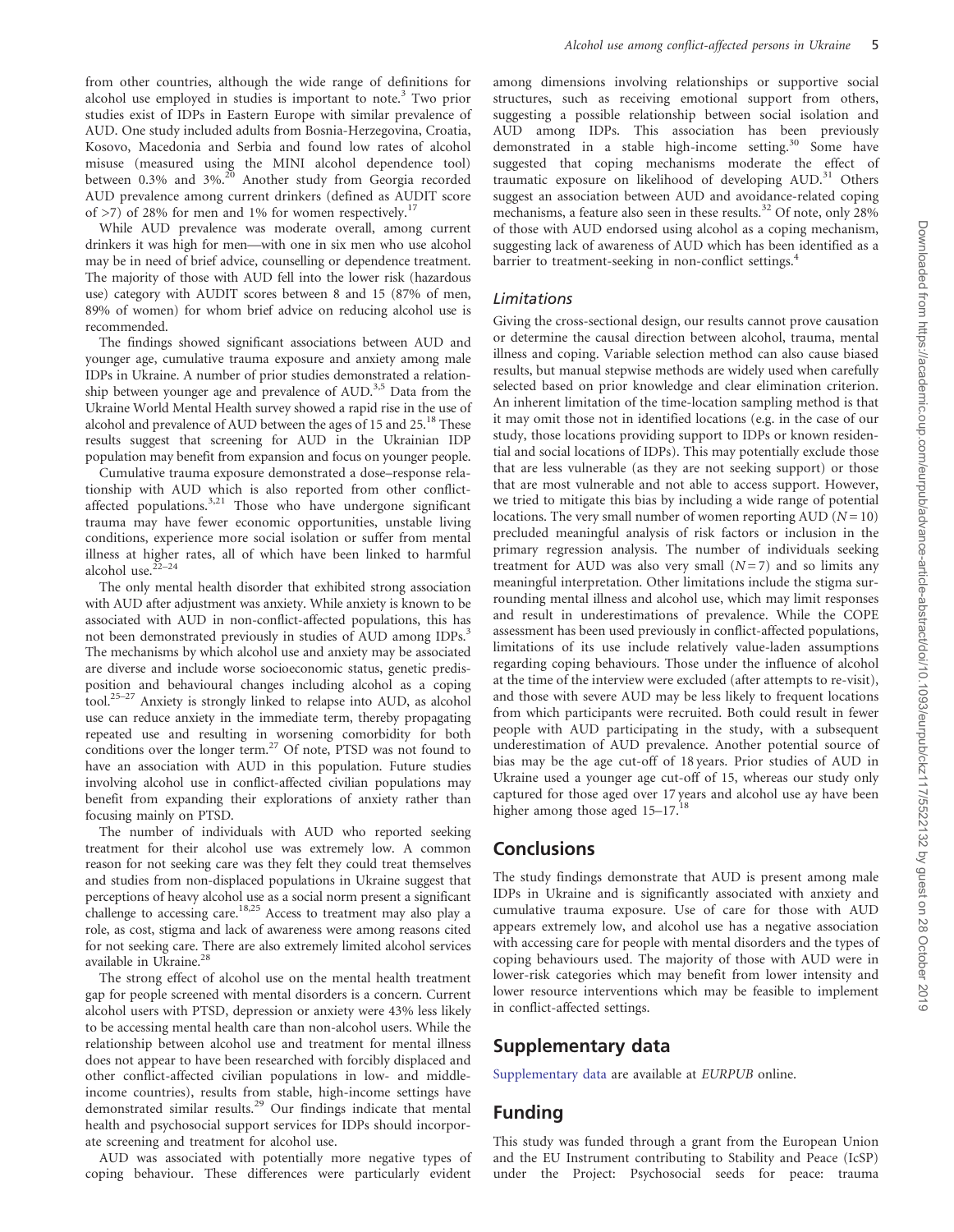from other countries, although the wide range of definitions for alcohol use employed in studies is important to note.[3] Two prior studies exist of IDPs in Eastern Europe with similar prevalence of AUD. One study included adults from Bosnia-Herzegovina, Croatia, Kosovo, Macedonia and Serbia and found low rates of alcohol misuse (measured using the MINI alcohol dependence tool) between 0.3% and 3%.[20] Another study from Georgia recorded AUD prevalence among current drinkers (defined as AUDIT score of >7) of 28% for men and 1% for women respectively.[17]

While AUD prevalence was moderate overall, among current drinkers it was high for men—with one in six men who use alcohol may be in need of brief advice, counselling or dependence treatment. The majority of those with AUD fell into the lower risk (hazardous use) category with AUDIT scores between 8 and 15 (87% of men, 89% of women) for whom brief advice on reducing alcohol use is recommended.

The findings showed significant associations between AUD and younger age, cumulative trauma exposure and anxiety among male IDPs in Ukraine. A number of prior studies demonstrated a relationship between younger age and prevalence of AUD.[3,5] Data from the Ukraine World Mental Health survey showed a rapid rise in the use of alcohol and prevalence of AUD between the ages of 15 and 25.[18] These results suggest that screening for AUD in the Ukrainian IDP population may benefit from expansion and focus on younger people.

Cumulative trauma exposure demonstrated a dose–response relationship with AUD which is also reported from other conflict-affected populations.[3,21] Those who have undergone significant trauma may have fewer economic opportunities, unstable living conditions, experience more social isolation or suffer from mental illness at higher rates, all of which have been linked to harmful alcohol use.[22–24]

The only mental health disorder that exhibited strong association with AUD after adjustment was anxiety. While anxiety is known to be associated with AUD in non-conflict-affected populations, this has not been demonstrated previously in studies of AUD among IDPs.[3] The mechanisms by which alcohol use and anxiety may be associated are diverse and include worse socioeconomic status, genetic predisposition and behavioural changes including alcohol as a coping tool.[25–27] Anxiety is strongly linked to relapse into AUD, as alcohol use can reduce anxiety in the immediate term, thereby propagating repeated use and resulting in worsening comorbidity for both conditions over the longer term.[27] Of note, PTSD was not found to have an association with AUD in this population. Future studies involving alcohol use in conflict-affected civilian populations may benefit from expanding their explorations of anxiety rather than focusing mainly on PTSD.

The number of individuals with AUD who reported seeking treatment for their alcohol use was extremely low. A common reason for not seeking care was they felt they could treat themselves and studies from non-displaced populations in Ukraine suggest that perceptions of heavy alcohol use as a social norm present a significant challenge to accessing care.[18,25] Access to treatment may also play a role, as cost, stigma and lack of awareness were among reasons cited for not seeking care. There are also extremely limited alcohol services available in Ukraine.[28]

The strong effect of alcohol use on the mental health treatment gap for people screened with mental disorders is a concern. Current alcohol users with PTSD, depression or anxiety were 43% less likely to be accessing mental health care than non-alcohol users. While the relationship between alcohol use and treatment for mental illness does not appear to have been researched with forcibly displaced and other conflict-affected civilian populations in low- and middle-income countries), results from stable, high-income settings have demonstrated similar results.[29] Our findings indicate that mental health and psychosocial support services for IDPs should incorporate screening and treatment for alcohol use.

AUD was associated with potentially more negative types of coping behaviour. These differences were particularly evident among dimensions involving relationships or supportive social structures, such as receiving emotional support from others, suggesting a possible relationship between social isolation and AUD among IDPs. This association has been previously demonstrated in a stable high-income setting.[30] Some have suggested that coping mechanisms moderate the effect of traumatic exposure on likelihood of developing AUD.[31] Others suggest an association between AUD and avoidance-related coping mechanisms, a feature also seen in these results.[32] Of note, only 28% of those with AUD endorsed using alcohol as a coping mechanism, suggesting lack of awareness of AUD which has been identified as a barrier to treatment-seeking in non-conflict settings.[4]

### Limitations

Giving the cross-sectional design, our results cannot prove causation or determine the causal direction between alcohol, trauma, mental illness and coping. Variable selection method can also cause biased results, but manual stepwise methods are widely used when carefully selected based on prior knowledge and clear elimination criterion. An inherent limitation of the time-location sampling method is that it may omit those not in identified locations (e.g. in the case of our study, those locations providing support to IDPs or known residential and social locations of IDPs). This may potentially exclude those that are less vulnerable (as they are not seeking support) or those that are most vulnerable and not able to access support. However, we tried to mitigate this bias by including a wide range of potential locations. The very small number of women reporting AUD ($N = 10$) precluded meaningful analysis of risk factors or inclusion in the primary regression analysis. The number of individuals seeking treatment for AUD was also very small ($N = 7$) and so limits any meaningful interpretation. Other limitations include the stigma surrounding mental illness and alcohol use, which may limit responses and result in underestimations of prevalence. While the COPE assessment has been used previously in conflict-affected populations, limitations of its use include relatively value-laden assumptions regarding coping behaviours. Those under the influence of alcohol at the time of the interview were excluded (after attempts to re-visit), and those with severe AUD may be less likely to frequent locations from which participants were recruited. Both could result in fewer people with AUD participating in the study, with a subsequent underestimation of AUD prevalence. Another potential source of bias may be the age cut-off of 18 years. Prior studies of AUD in Ukraine used a younger age cut-off of 15, whereas our study only captured for those aged over 17 years and alcohol use ay have been higher among those aged 15–17.[18]

## Conclusions

The study findings demonstrate that AUD is present among male IDPs in Ukraine and is significantly associated with anxiety and cumulative trauma exposure. Use of care for those with AUD appears extremely low, and alcohol use has a negative association with accessing care for people with mental disorders and the types of coping behaviours used. The majority of those with AUD were in lower-risk categories which may benefit from lower intensity and lower resource interventions which may be feasible to implement in conflict-affected settings.

## Supplementary data

Supplementary data are available at *EURPUB* online.

## Funding

This study was funded through a grant from the European Union and the EU Instrument contributing to Stability and Peace (IcSP) under the Project: Psychosocial seeds for peace: trauma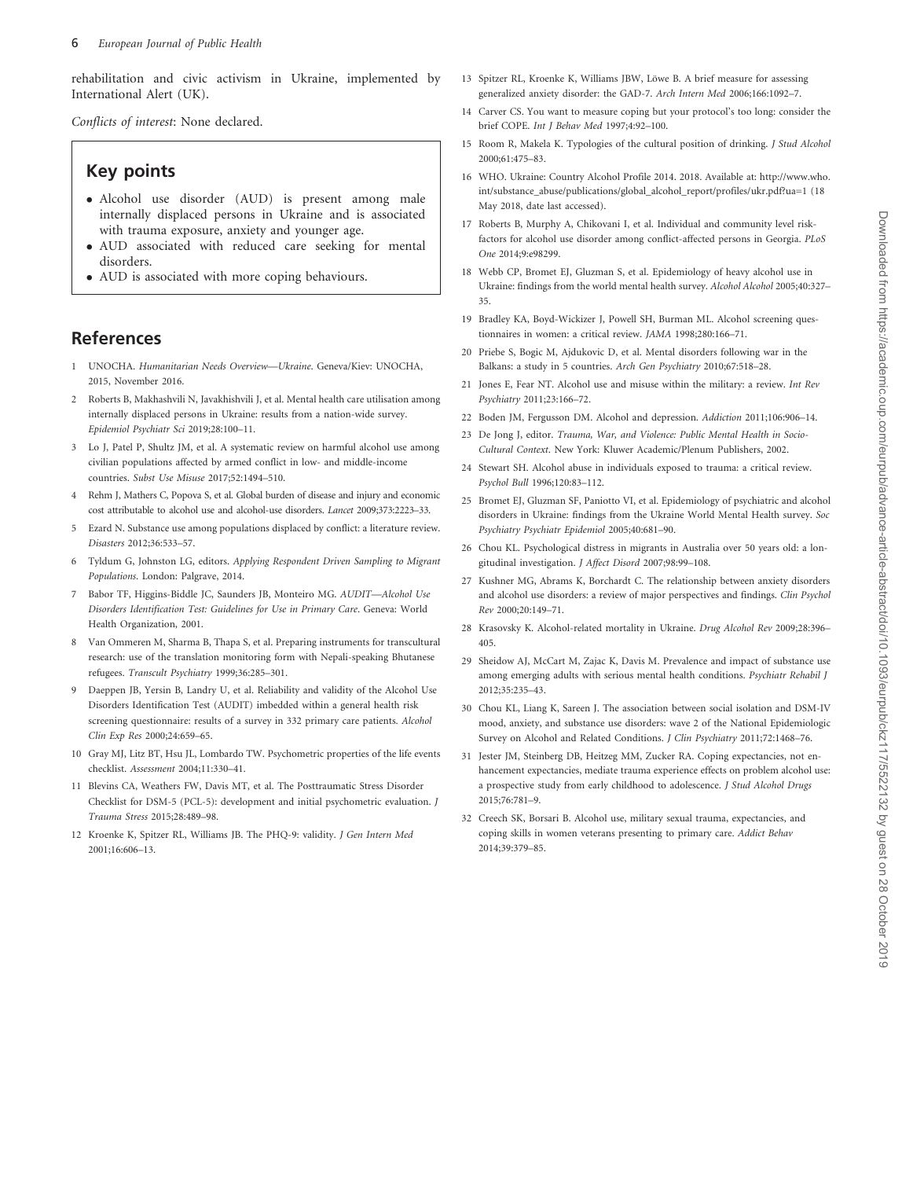rehabilitation and civic activism in Ukraine, implemented by International Alert (UK).

*Conflicts of interest*: None declared.

## Key points

- Alcohol use disorder (AUD) is present among male internally displaced persons in Ukraine and is associated with trauma exposure, anxiety and younger age.
- AUD associated with reduced care seeking for mental disorders.
- AUD is associated with more coping behaviours.

## References

1. UNOCHA. *Humanitarian Needs Overview—Ukraine*. Geneva/Kiev: UNOCHA, 2015, November 2016.
2. Roberts B, Makhashvili N, Javakhishvili J, et al. Mental health care utilisation among internally displaced persons in Ukraine: results from a nation-wide survey. *Epidemiol Psychiatr Sci* 2019;28:100–11.
3. Lo J, Patel P, Shultz JM, et al. A systematic review on harmful alcohol use among civilian populations affected by armed conflict in low- and middle-income countries. *Subst Use Misuse* 2017;52:1494–510.
4. Rehm J, Mathers C, Popova S, et al. Global burden of disease and injury and economic cost attributable to alcohol use and alcohol-use disorders. *Lancet* 2009;373:2223–33.
5. Ezard N. Substance use among populations displaced by conflict: a literature review. *Disasters* 2012;36:533–57.
6. Tyldum G, Johnston LG, editors. *Applying Respondent Driven Sampling to Migrant Populations*. London: Palgrave, 2014.
7. Babor TF, Higgins-Biddle JC, Saunders JB, Monteiro MG. *AUDIT—Alcohol Use Disorders Identification Test: Guidelines for Use in Primary Care*. Geneva: World Health Organization, 2001.
8. Van Ommeren M, Sharma B, Thapa S, et al. Preparing instruments for transcultural research: use of the translation monitoring form with Nepali-speaking Bhutanese refugees. *Transcult Psychiatry* 1999;36:285–301.
9. Daeppen JB, Yersin B, Landry U, et al. Reliability and validity of the Alcohol Use Disorders Identification Test (AUDIT) imbedded within a general health risk screening questionnaire: results of a survey in 332 primary care patients. *Alcohol Clin Exp Res* 2000;24:659–65.
10. Gray MJ, Litz BT, Hsu JL, Lombardo TW. Psychometric properties of the life events checklist. *Assessment* 2004;11:330–41.
11. Blevins CA, Weathers FW, Davis MT, et al. The Posttraumatic Stress Disorder Checklist for DSM-5 (PCL-5): development and initial psychometric evaluation. *J Trauma Stress* 2015;28:489–98.
12. Kroenke K, Spitzer RL, Williams JB. The PHQ-9: validity. *J Gen Intern Med* 2001;16:606–13.
13. Spitzer RL, Kroenke K, Williams JBW, Löwe B. A brief measure for assessing generalized anxiety disorder: the GAD-7. *Arch Intern Med* 2006;166:1092–7.
14. Carver CS. You want to measure coping but your protocol's too long: consider the brief COPE. *Int J Behav Med* 1997;4:92–100.
15. Room R, Makela K. Typologies of the cultural position of drinking. *J Stud Alcohol* 2000;61:475–83.
16. WHO. Ukraine: Country Alcohol Profile 2014. 2018. Available at: http://www.who.int/substance_abuse/publications/global_alcohol_report/profiles/ukr.pdf?ua=1 (18 May 2018, date last accessed).
17. Roberts B, Murphy A, Chikovani I, et al. Individual and community level risk-factors for alcohol use disorder among conflict-affected persons in Georgia. *PLoS One* 2014;9:e98299.
18. Webb CP, Bromet EJ, Gluzman S, et al. Epidemiology of heavy alcohol use in Ukraine: findings from the world mental health survey. *Alcohol Alcohol* 2005;40:327–35.
19. Bradley KA, Boyd-Wickizer J, Powell SH, Burman ML. Alcohol screening questionnaires in women: a critical review. *JAMA* 1998;280:166–71.
20. Priebe S, Bogic M, Ajdukovic D, et al. Mental disorders following war in the Balkans: a study in 5 countries. *Arch Gen Psychiatry* 2010;67:518–28.
21. Jones E, Fear NT. Alcohol use and misuse within the military: a review. *Int Rev Psychiatry* 2011;23:166–72.
22. Boden JM, Fergusson DM. Alcohol and depression. *Addiction* 2011;106:906–14.
23. De Jong J, editor. *Trauma, War, and Violence: Public Mental Health in Socio-Cultural Context*. New York: Kluwer Academic/Plenum Publishers, 2002.
24. Stewart SH. Alcohol abuse in individuals exposed to trauma: a critical review. *Psychol Bull* 1996;120:83–112.
25. Bromet EJ, Gluzman SF, Paniotto VI, et al. Epidemiology of psychiatric and alcohol disorders in Ukraine: findings from the Ukraine World Mental Health survey. *Soc Psychiatry Psychiatr Epidemiol* 2005;40:681–90.
26. Chou KL. Psychological distress in migrants in Australia over 50 years old: a longitudinal investigation. *J Affect Disord* 2007;98:99–108.
27. Kushner MG, Abrams K, Borchardt C. The relationship between anxiety disorders and alcohol use disorders: a review of major perspectives and findings. *Clin Psychol Rev* 2000;20:149–71.
28. Krasovsky K. Alcohol-related mortality in Ukraine. *Drug Alcohol Rev* 2009;28:396–405.
29. Sheidow AJ, McCart M, Zajac K, Davis M. Prevalence and impact of substance use among emerging adults with serious mental health conditions. *Psychiatr Rehabil J* 2012;35:235–43.
30. Chou KL, Liang K, Sareen J. The association between social isolation and DSM-IV mood, anxiety, and substance use disorders: wave 2 of the National Epidemiologic Survey on Alcohol and Related Conditions. *J Clin Psychiatry* 2011;72:1468–76.
31. Jester JM, Steinberg DB, Heitzeg MM, Zucker RA. Coping expectancies, not enhancement expectancies, mediate trauma experience effects on problem alcohol use: a prospective study from early childhood to adolescence. *J Stud Alcohol Drugs* 2015;76:781–9.
32. Creech SK, Borsari B. Alcohol use, military sexual trauma, expectancies, and coping skills in women veterans presenting to primary care. *Addict Behav* 2014;39:379–85.